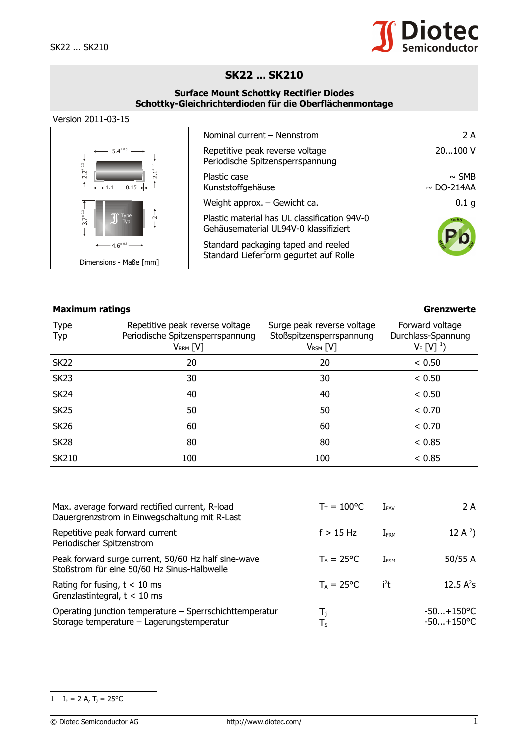# SK22 ... SK210

**Surface Mount Schottky Rectifier Diodes**
**Schottky-Gleichrichterdioden für die Oberflächenmontage**

Version 2011-03-15

Dimensions - Maße [mm]

| | |
|---|---|
| Nominal current – Nennstrom | 2 A |
| Repetitive peak reverse voltage<br>Periodische Spitzensperrspannung | 20...100 V |
| Plastic case<br>Kunststoffgehäuse | ~ SMB<br>~ DO-214AA |
| Weight approx. – Gewicht ca. | 0.1 g |
| Plastic material has UL classification 94V-0<br>Gehäusematerial UL94V-0 klassifiziert | |
| Standard packaging taped and reeled<br>Standard Lieferform gegurtet auf Rolle | |

## Maximum ratings — Grenzwerte

| Type<br>Typ | Repetitive peak reverse voltage<br>Periodische Spitzensperrspannung<br>$V_{RRM}$ [V] | Surge peak reverse voltage<br>Stoßspitzensperrspannung<br>$V_{RSM}$ [V] | Forward voltage<br>Durchlass-Spannung<br>$V_F$ [V] [1]) |
|---|---|---|---|
| SK22 | 20 | 20 | < 0.50 |
| SK23 | 30 | 30 | < 0.50 |
| SK24 | 40 | 40 | < 0.50 |
| SK25 | 50 | 50 | < 0.70 |
| SK26 | 60 | 60 | < 0.70 |
| SK28 | 80 | 80 | < 0.85 |
| SK210 | 100 | 100 | < 0.85 |

| | | | |
|---|---|---|---|
| Max. average forward rectified current, R-load<br>Dauergrenzstrom in Einwegschaltung mit R-Last | $T_T$ = 100°C | $I_{FAV}$ | 2 A |
| Repetitive peak forward current<br>Periodischer Spitzenstrom | f > 15 Hz | $I_{FRM}$ | 12 A [2]) |
| Peak forward surge current, 50/60 Hz half sine-wave<br>Stoßstrom für eine 50/60 Hz Sinus-Halbwelle | $T_A$ = 25°C | $I_{FSM}$ | 50/55 A |
| Rating for fusing, t < 10 ms<br>Grenzlastintegral, t < 10 ms | $T_A$ = 25°C | $i^2t$ | 12.5 $A^2s$ |
| Operating junction temperature – Sperrschichttemperatur<br>Storage temperature – Lagerungstemperatur | $T_j$<br>$T_S$ | | -50...+150°C<br>-50...+150°C |

1 $I_F$ = 2 A, $T_j$ = 25°C

© Diotec Semiconductor AG http://www.diotec.com/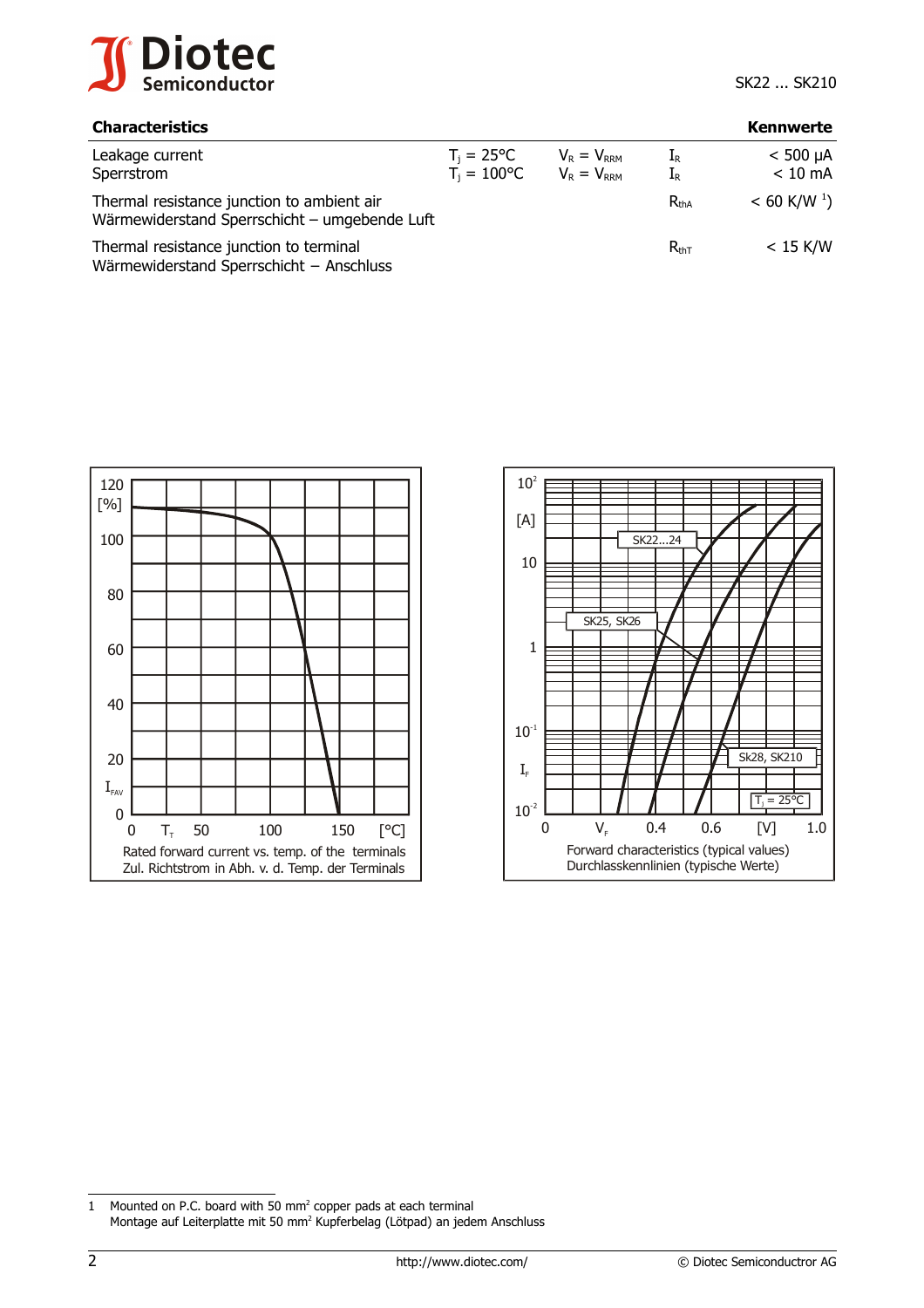| Characteristics | | | | Kennwerte |
|---|---|---|---|---|
| Leakage current<br>Sperrstrom | $T_j$ = 25°C<br>$T_j$ = 100°C | $V_R = V_{RRM}$<br>$V_R = V_{RRM}$ | $I_R$<br>$I_R$ | < 500 µA<br>< 10 mA |
| Thermal resistance junction to ambient air<br>Wärmewiderstand Sperrschicht – umgebende Luft | | | $R_{thA}$ | < 60 K/W [1]) |
| Thermal resistance junction to terminal<br>Wärmewiderstand Sperrschicht – Anschluss | | | $R_{thT}$ | < 15 K/W |

120
[%]
100
80
60
40
20
$I_{FAV}$
0
0 $T_T$ 50 100 150 [°C]

Rated forward current vs. temp. of the terminals
Zul. Richtstrom in Abh. v. d. Temp. der Terminals

$10^2$
[A]
10
1
$10^{-1}$
$I_F$
$10^{-2}$
0 $V_F$ 0.4 0.6 [V] 1.0
SK22...24
SK25, SK26
Sk28, SK210
$T_j$ = 25°C

Forward characteristics (typical values)
Durchlasskennlinien (typische Werte)

---

1 Mounted on P.C. board with 50 mm² copper pads at each terminal
Montage auf Leiterplatte mit 50 mm² Kupferbelag (Lötpad) an jedem Anschluss

http://www.diotec.com/ © Diotec Semiconductor AG